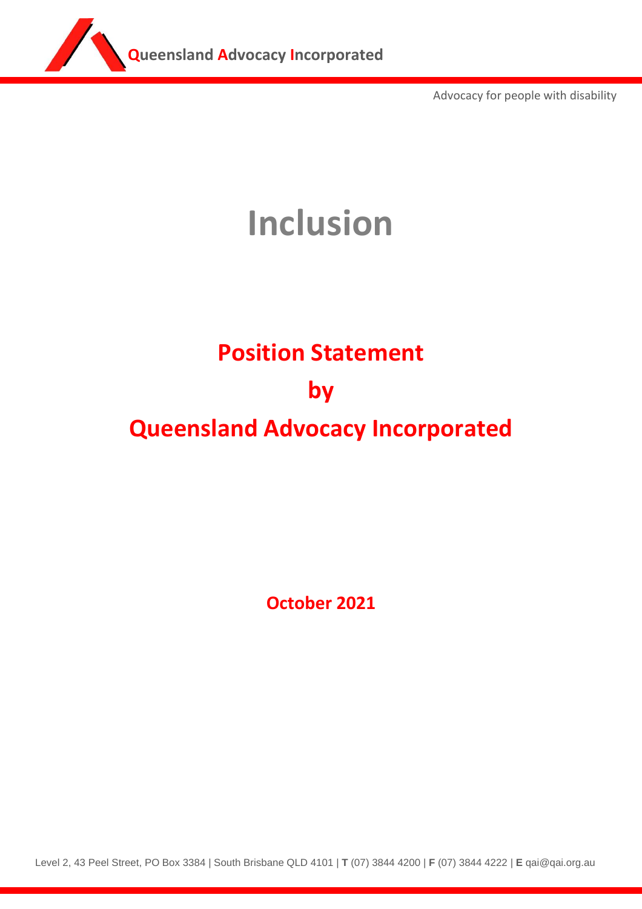Queensland Advocacy Incorporated

Advocacy for people with disability

# Inclusion

## Position Statement

## by

## Queensland Advocacy Incorporated

**October 2021**

Level 2, 43 Peel Street, PO Box 3384 | South Brisbane QLD 4101 | **T** (07) 3844 4200 | **F** (07) 3844 4222 | **E** qai@qai.org.au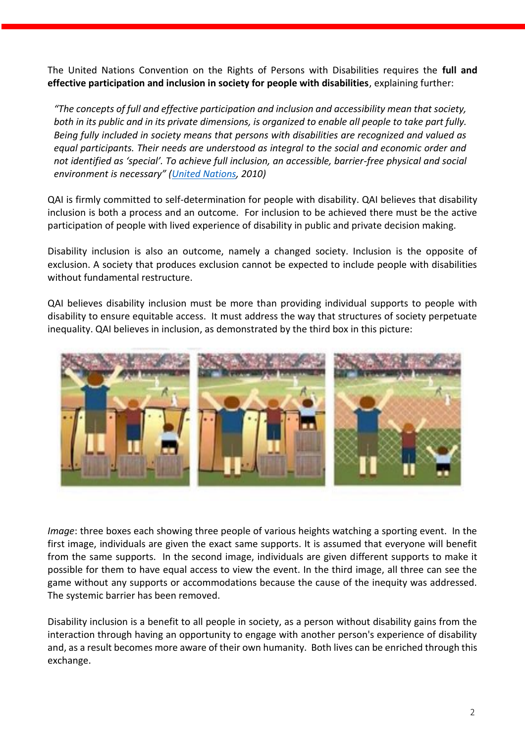The United Nations Convention on the Rights of Persons with Disabilities requires the **full and effective participation and inclusion in society for people with disabilities**, explaining further:

> *"The concepts of full and effective participation and inclusion and accessibility mean that society, both in its public and in its private dimensions, is organized to enable all people to take part fully. Being fully included in society means that persons with disabilities are recognized and valued as equal participants. Their needs are understood as integral to the social and economic order and not identified as 'special'. To achieve full inclusion, an accessible, barrier-free physical and social environment is necessary" (United Nations, 2010)*

QAI is firmly committed to self-determination for people with disability. QAI believes that disability inclusion is both a process and an outcome. For inclusion to be achieved there must be the active participation of people with lived experience of disability in public and private decision making.

Disability inclusion is also an outcome, namely a changed society. Inclusion is the opposite of exclusion. A society that produces exclusion cannot be expected to include people with disabilities without fundamental restructure.

QAI believes disability inclusion must be more than providing individual supports to people with disability to ensure equitable access. It must address the way that structures of society perpetuate inequality. QAI believes in inclusion, as demonstrated by the third box in this picture:

*Image*: three boxes each showing three people of various heights watching a sporting event. In the first image, individuals are given the exact same supports. It is assumed that everyone will benefit from the same supports. In the second image, individuals are given different supports to make it possible for them to have equal access to view the event. In the third image, all three can see the game without any supports or accommodations because the cause of the inequity was addressed. The systemic barrier has been removed.

Disability inclusion is a benefit to all people in society, as a person without disability gains from the interaction through having an opportunity to engage with another person's experience of disability and, as a result becomes more aware of their own humanity. Both lives can be enriched through this exchange.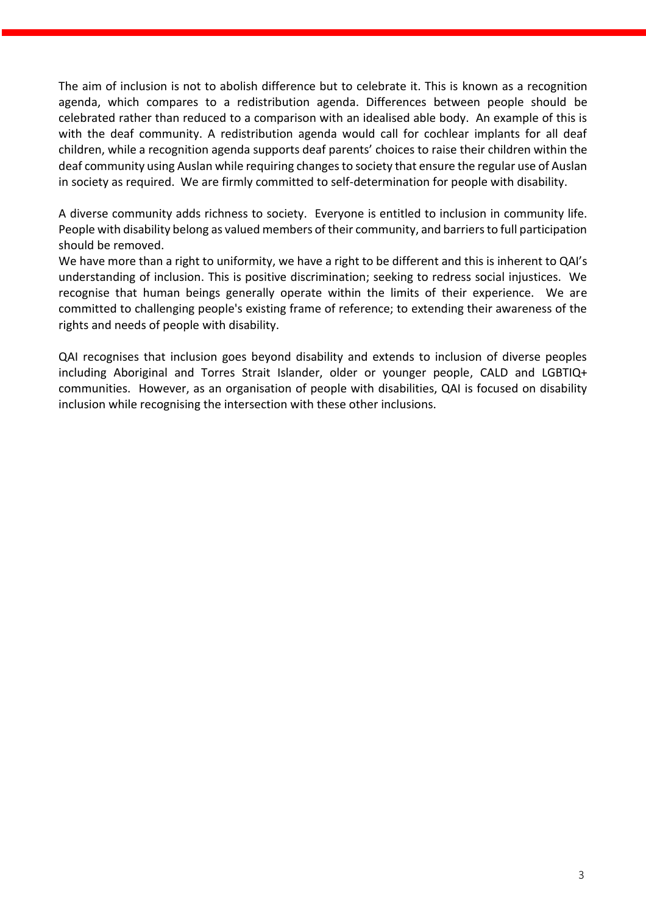The aim of inclusion is not to abolish difference but to celebrate it. This is known as a recognition agenda, which compares to a redistribution agenda. Differences between people should be celebrated rather than reduced to a comparison with an idealised able body. An example of this is with the deaf community. A redistribution agenda would call for cochlear implants for all deaf children, while a recognition agenda supports deaf parents' choices to raise their children within the deaf community using Auslan while requiring changes to society that ensure the regular use of Auslan in society as required. We are firmly committed to self-determination for people with disability.

A diverse community adds richness to society. Everyone is entitled to inclusion in community life. People with disability belong as valued members of their community, and barriers to full participation should be removed.

We have more than a right to uniformity, we have a right to be different and this is inherent to QAI's understanding of inclusion. This is positive discrimination; seeking to redress social injustices. We recognise that human beings generally operate within the limits of their experience. We are committed to challenging people's existing frame of reference; to extending their awareness of the rights and needs of people with disability.

QAI recognises that inclusion goes beyond disability and extends to inclusion of diverse peoples including Aboriginal and Torres Strait Islander, older or younger people, CALD and LGBTIQ+ communities. However, as an organisation of people with disabilities, QAI is focused on disability inclusion while recognising the intersection with these other inclusions.